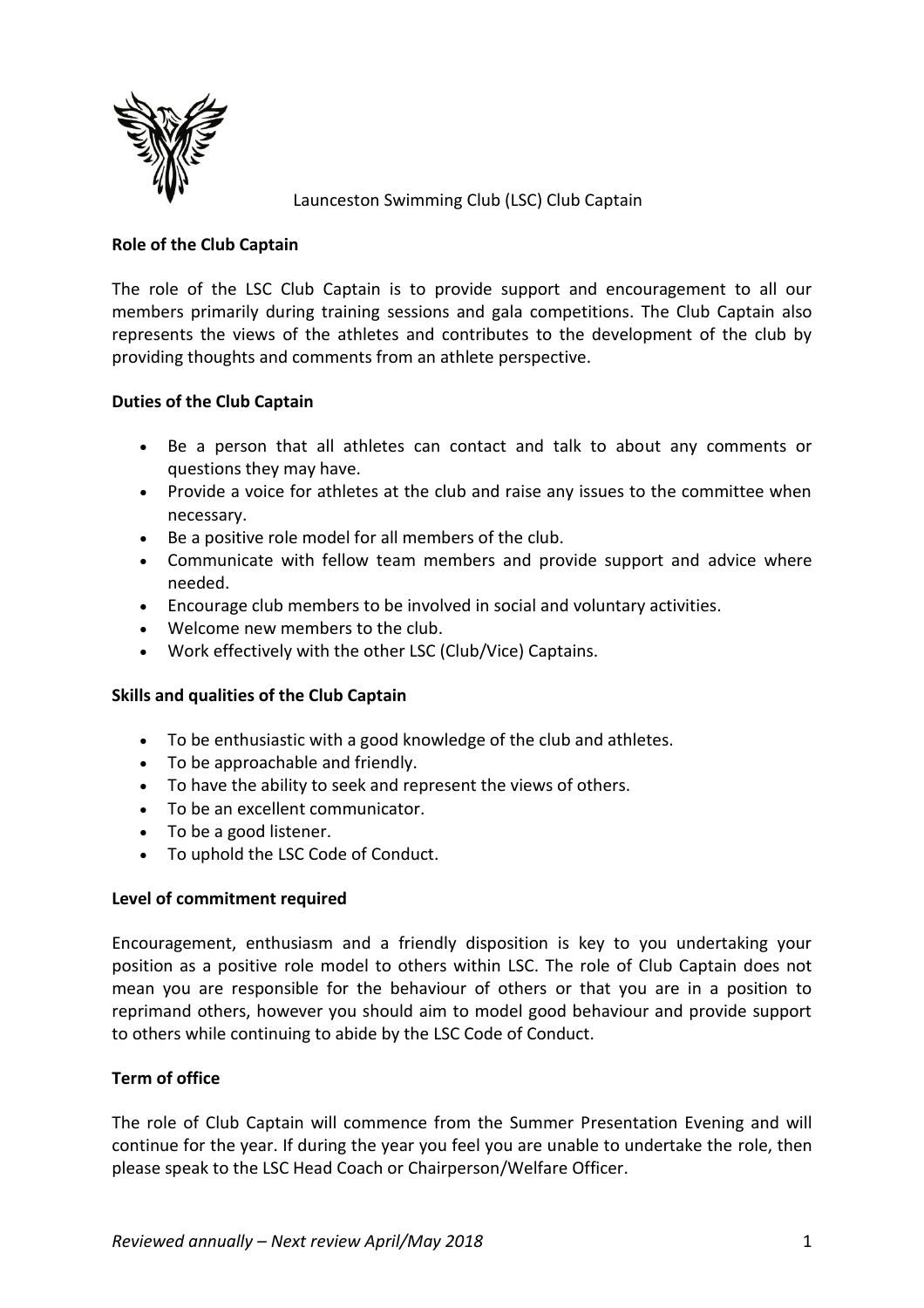Launceston Swimming Club (LSC) Club Captain

**Role of the Club Captain**

The role of the LSC Club Captain is to provide support and encouragement to all our members primarily during training sessions and gala competitions. The Club Captain also represents the views of the athletes and contributes to the development of the club by providing thoughts and comments from an athlete perspective.

**Duties of the Club Captain**

- Be a person that all athletes can contact and talk to about any comments or questions they may have.
- Provide a voice for athletes at the club and raise any issues to the committee when necessary.
- Be a positive role model for all members of the club.
- Communicate with fellow team members and provide support and advice where needed.
- Encourage club members to be involved in social and voluntary activities.
- Welcome new members to the club.
- Work effectively with the other LSC (Club/Vice) Captains.

**Skills and qualities of the Club Captain**

- To be enthusiastic with a good knowledge of the club and athletes.
- To be approachable and friendly.
- To have the ability to seek and represent the views of others.
- To be an excellent communicator.
- To be a good listener.
- To uphold the LSC Code of Conduct.

**Level of commitment required**

Encouragement, enthusiasm and a friendly disposition is key to you undertaking your position as a positive role model to others within LSC. The role of Club Captain does not mean you are responsible for the behaviour of others or that you are in a position to reprimand others, however you should aim to model good behaviour and provide support to others while continuing to abide by the LSC Code of Conduct.

**Term of office**

The role of Club Captain will commence from the Summer Presentation Evening and will continue for the year. If during the year you feel you are unable to undertake the role, then please speak to the LSC Head Coach or Chairperson/Welfare Officer.

*Reviewed annually – Next review April/May 2018*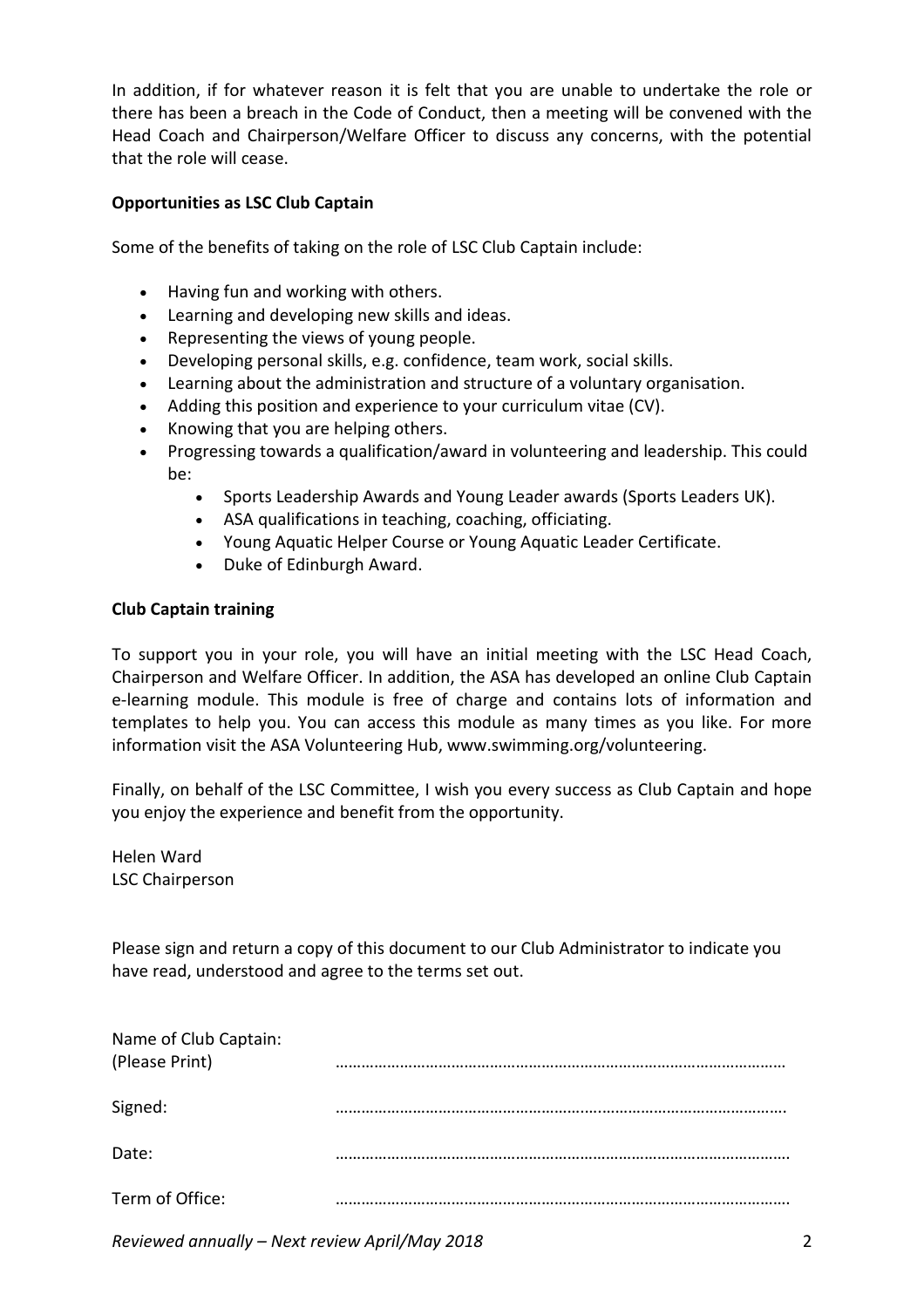In addition, if for whatever reason it is felt that you are unable to undertake the role or there has been a breach in the Code of Conduct, then a meeting will be convened with the Head Coach and Chairperson/Welfare Officer to discuss any concerns, with the potential that the role will cease.

**Opportunities as LSC Club Captain**

Some of the benefits of taking on the role of LSC Club Captain include:

- Having fun and working with others.
- Learning and developing new skills and ideas.
- Representing the views of young people.
- Developing personal skills, e.g. confidence, team work, social skills.
- Learning about the administration and structure of a voluntary organisation.
- Adding this position and experience to your curriculum vitae (CV).
- Knowing that you are helping others.
- Progressing towards a qualification/award in volunteering and leadership. This could be:
    - Sports Leadership Awards and Young Leader awards (Sports Leaders UK).
    - ASA qualifications in teaching, coaching, officiating.
    - Young Aquatic Helper Course or Young Aquatic Leader Certificate.
    - Duke of Edinburgh Award.

**Club Captain training**

To support you in your role, you will have an initial meeting with the LSC Head Coach, Chairperson and Welfare Officer. In addition, the ASA has developed an online Club Captain e-learning module. This module is free of charge and contains lots of information and templates to help you. You can access this module as many times as you like. For more information visit the ASA Volunteering Hub, www.swimming.org/volunteering.

Finally, on behalf of the LSC Committee, I wish you every success as Club Captain and hope you enjoy the experience and benefit from the opportunity.

Helen Ward
LSC Chairperson

Please sign and return a copy of this document to our Club Administrator to indicate you have read, understood and agree to the terms set out.

Name of Club Captain:
(Please Print) ……………………………………………………………………………………

Signed: ……………………………………………………………………………………

Date: ……………………………………………………………………………………

Term of Office: ……………………………………………………………………………………

*Reviewed annually – Next review April/May 2018*